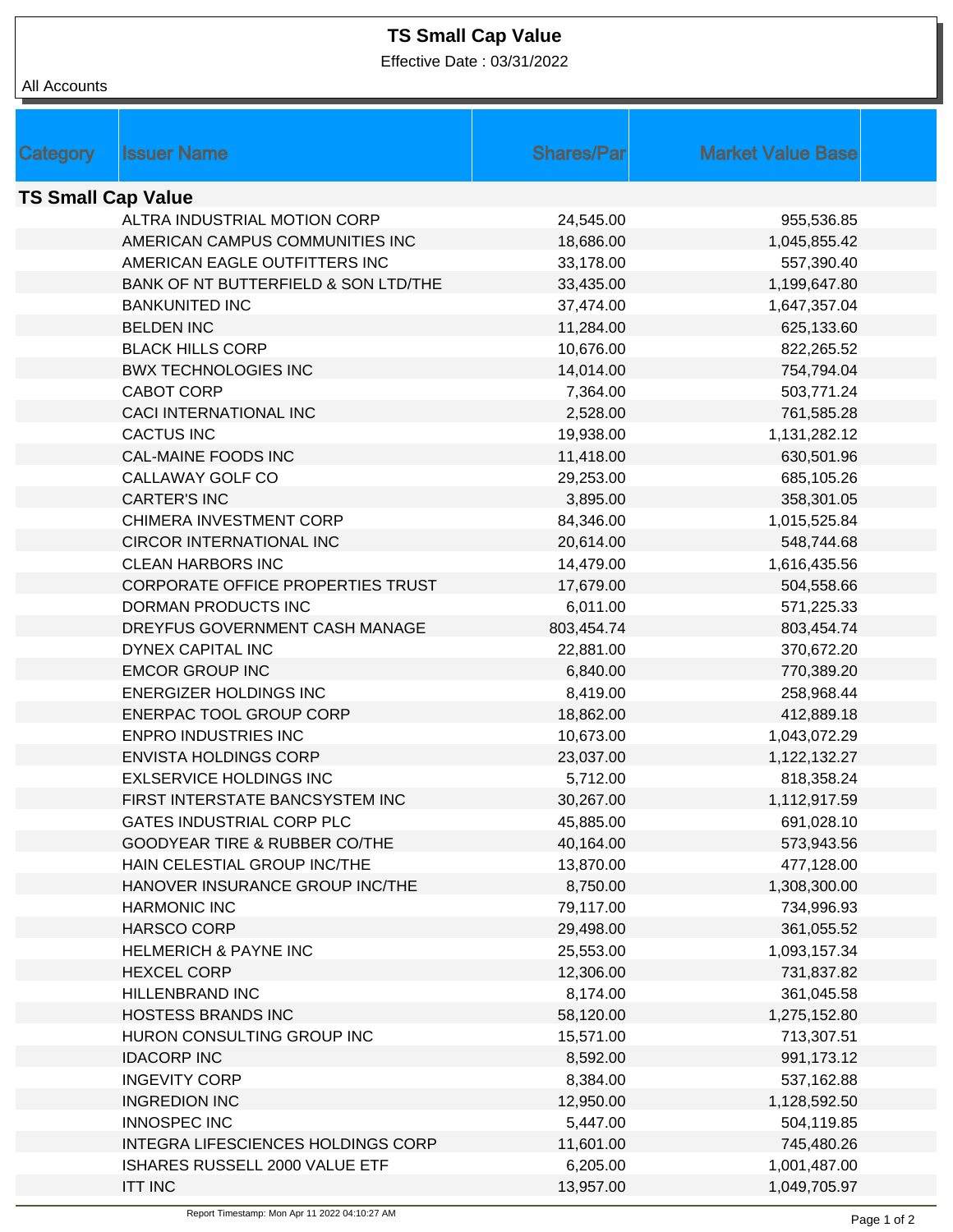# TS Small Cap Value

Effective Date : 03/31/2022

All Accounts

| Category | Issuer Name | Shares/Par | Market Value Base |
|---|---|---|---|
| **TS Small Cap Value** | | | |
| | ALTRA INDUSTRIAL MOTION CORP | 24,545.00 | 955,536.85 |
| | AMERICAN CAMPUS COMMUNITIES INC | 18,686.00 | 1,045,855.42 |
| | AMERICAN EAGLE OUTFITTERS INC | 33,178.00 | 557,390.40 |
| | BANK OF NT BUTTERFIELD & SON LTD/THE | 33,435.00 | 1,199,647.80 |
| | BANKUNITED INC | 37,474.00 | 1,647,357.04 |
| | BELDEN INC | 11,284.00 | 625,133.60 |
| | BLACK HILLS CORP | 10,676.00 | 822,265.52 |
| | BWX TECHNOLOGIES INC | 14,014.00 | 754,794.04 |
| | CABOT CORP | 7,364.00 | 503,771.24 |
| | CACI INTERNATIONAL INC | 2,528.00 | 761,585.28 |
| | CACTUS INC | 19,938.00 | 1,131,282.12 |
| | CAL-MAINE FOODS INC | 11,418.00 | 630,501.96 |
| | CALLAWAY GOLF CO | 29,253.00 | 685,105.26 |
| | CARTER'S INC | 3,895.00 | 358,301.05 |
| | CHIMERA INVESTMENT CORP | 84,346.00 | 1,015,525.84 |
| | CIRCOR INTERNATIONAL INC | 20,614.00 | 548,744.68 |
| | CLEAN HARBORS INC | 14,479.00 | 1,616,435.56 |
| | CORPORATE OFFICE PROPERTIES TRUST | 17,679.00 | 504,558.66 |
| | DORMAN PRODUCTS INC | 6,011.00 | 571,225.33 |
| | DREYFUS GOVERNMENT CASH MANAGE | 803,454.74 | 803,454.74 |
| | DYNEX CAPITAL INC | 22,881.00 | 370,672.20 |
| | EMCOR GROUP INC | 6,840.00 | 770,389.20 |
| | ENERGIZER HOLDINGS INC | 8,419.00 | 258,968.44 |
| | ENERPAC TOOL GROUP CORP | 18,862.00 | 412,889.18 |
| | ENPRO INDUSTRIES INC | 10,673.00 | 1,043,072.29 |
| | ENVISTA HOLDINGS CORP | 23,037.00 | 1,122,132.27 |
| | EXLSERVICE HOLDINGS INC | 5,712.00 | 818,358.24 |
| | FIRST INTERSTATE BANCSYSTEM INC | 30,267.00 | 1,112,917.59 |
| | GATES INDUSTRIAL CORP PLC | 45,885.00 | 691,028.10 |
| | GOODYEAR TIRE & RUBBER CO/THE | 40,164.00 | 573,943.56 |
| | HAIN CELESTIAL GROUP INC/THE | 13,870.00 | 477,128.00 |
| | HANOVER INSURANCE GROUP INC/THE | 8,750.00 | 1,308,300.00 |
| | HARMONIC INC | 79,117.00 | 734,996.93 |
| | HARSCO CORP | 29,498.00 | 361,055.52 |
| | HELMERICH & PAYNE INC | 25,553.00 | 1,093,157.34 |
| | HEXCEL CORP | 12,306.00 | 731,837.82 |
| | HILLENBRAND INC | 8,174.00 | 361,045.58 |
| | HOSTESS BRANDS INC | 58,120.00 | 1,275,152.80 |
| | HURON CONSULTING GROUP INC | 15,571.00 | 713,307.51 |
| | IDACORP INC | 8,592.00 | 991,173.12 |
| | INGEVITY CORP | 8,384.00 | 537,162.88 |
| | INGREDION INC | 12,950.00 | 1,128,592.50 |
| | INNOSPEC INC | 5,447.00 | 504,119.85 |
| | INTEGRA LIFESCIENCES HOLDINGS CORP | 11,601.00 | 745,480.26 |
| | ISHARES RUSSELL 2000 VALUE ETF | 6,205.00 | 1,001,487.00 |
| | ITT INC | 13,957.00 | 1,049,705.97 |

Report Timestamp: Mon Apr 11 2022 04:10:27 AM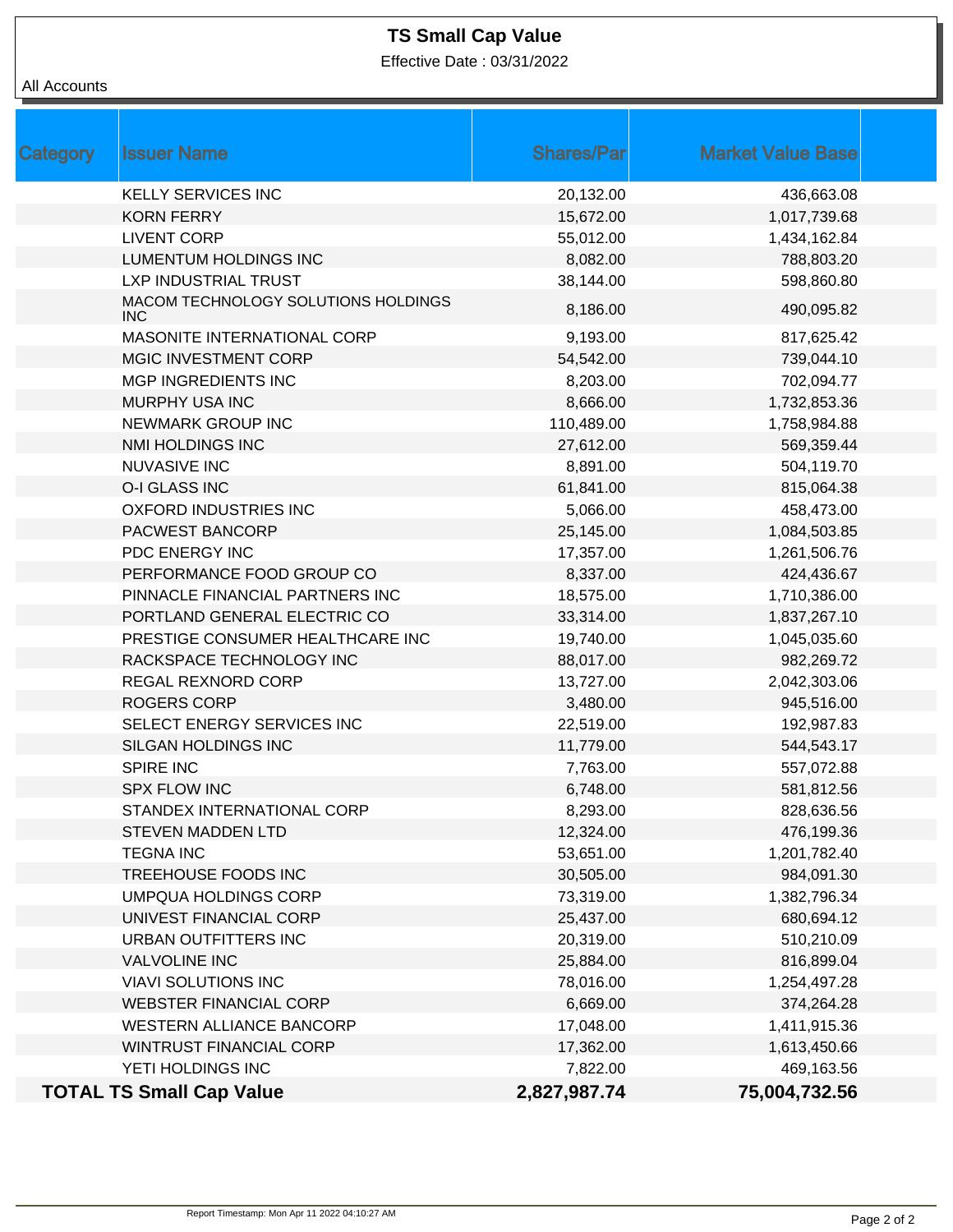# TS Small Cap Value

Effective Date : 03/31/2022

All Accounts

| Category | Issuer Name | Shares/Par | Market Value Base |
|---|---|---|---|
| | KELLY SERVICES INC | 20,132.00 | 436,663.08 |
| | KORN FERRY | 15,672.00 | 1,017,739.68 |
| | LIVENT CORP | 55,012.00 | 1,434,162.84 |
| | LUMENTUM HOLDINGS INC | 8,082.00 | 788,803.20 |
| | LXP INDUSTRIAL TRUST | 38,144.00 | 598,860.80 |
| | MACOM TECHNOLOGY SOLUTIONS HOLDINGS INC | 8,186.00 | 490,095.82 |
| | MASONITE INTERNATIONAL CORP | 9,193.00 | 817,625.42 |
| | MGIC INVESTMENT CORP | 54,542.00 | 739,044.10 |
| | MGP INGREDIENTS INC | 8,203.00 | 702,094.77 |
| | MURPHY USA INC | 8,666.00 | 1,732,853.36 |
| | NEWMARK GROUP INC | 110,489.00 | 1,758,984.88 |
| | NMI HOLDINGS INC | 27,612.00 | 569,359.44 |
| | NUVASIVE INC | 8,891.00 | 504,119.70 |
| | O-I GLASS INC | 61,841.00 | 815,064.38 |
| | OXFORD INDUSTRIES INC | 5,066.00 | 458,473.00 |
| | PACWEST BANCORP | 25,145.00 | 1,084,503.85 |
| | PDC ENERGY INC | 17,357.00 | 1,261,506.76 |
| | PERFORMANCE FOOD GROUP CO | 8,337.00 | 424,436.67 |
| | PINNACLE FINANCIAL PARTNERS INC | 18,575.00 | 1,710,386.00 |
| | PORTLAND GENERAL ELECTRIC CO | 33,314.00 | 1,837,267.10 |
| | PRESTIGE CONSUMER HEALTHCARE INC | 19,740.00 | 1,045,035.60 |
| | RACKSPACE TECHNOLOGY INC | 88,017.00 | 982,269.72 |
| | REGAL REXNORD CORP | 13,727.00 | 2,042,303.06 |
| | ROGERS CORP | 3,480.00 | 945,516.00 |
| | SELECT ENERGY SERVICES INC | 22,519.00 | 192,987.83 |
| | SILGAN HOLDINGS INC | 11,779.00 | 544,543.17 |
| | SPIRE INC | 7,763.00 | 557,072.88 |
| | SPX FLOW INC | 6,748.00 | 581,812.56 |
| | STANDEX INTERNATIONAL CORP | 8,293.00 | 828,636.56 |
| | STEVEN MADDEN LTD | 12,324.00 | 476,199.36 |
| | TEGNA INC | 53,651.00 | 1,201,782.40 |
| | TREEHOUSE FOODS INC | 30,505.00 | 984,091.30 |
| | UMPQUA HOLDINGS CORP | 73,319.00 | 1,382,796.34 |
| | UNIVEST FINANCIAL CORP | 25,437.00 | 680,694.12 |
| | URBAN OUTFITTERS INC | 20,319.00 | 510,210.09 |
| | VALVOLINE INC | 25,884.00 | 816,899.04 |
| | VIAVI SOLUTIONS INC | 78,016.00 | 1,254,497.28 |
| | WEBSTER FINANCIAL CORP | 6,669.00 | 374,264.28 |
| | WESTERN ALLIANCE BANCORP | 17,048.00 | 1,411,915.36 |
| | WINTRUST FINANCIAL CORP | 17,362.00 | 1,613,450.66 |
| | YETI HOLDINGS INC | 7,822.00 | 469,163.56 |
| **TOTAL TS Small Cap Value** | | **2,827,987.74** | **75,004,732.56** |

Report Timestamp: Mon Apr 11 2022 04:10:27 AM